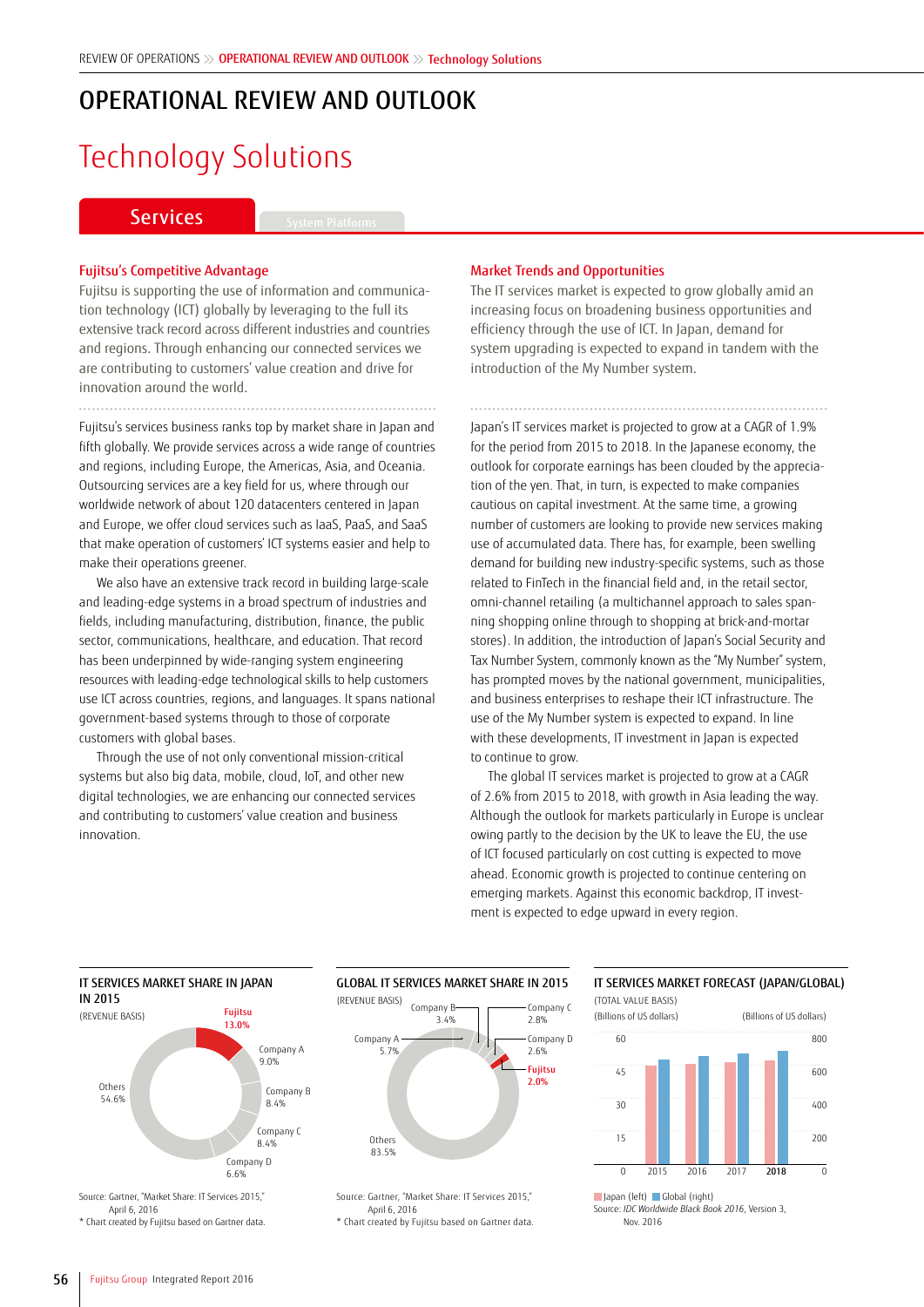REVIEW OF OPERATIONS » OPERATIONAL REVIEW AND OUTLOOK » Technology Solutions

# OPERATIONAL REVIEW AND OUTLOOK

# Technology Solutions

## Services

System Platforms

### Fujitsu's Competitive Advantage

Fujitsu is supporting the use of information and communication technology (ICT) globally by leveraging to the full its extensive track record across different industries and countries and regions. Through enhancing our connected services we are contributing to customers' value creation and drive for innovation around the world.

Fujitsu's services business ranks top by market share in Japan and fifth globally. We provide services across a wide range of countries and regions, including Europe, the Americas, Asia, and Oceania. Outsourcing services are a key field for us, where through our worldwide network of about 120 datacenters centered in Japan and Europe, we offer cloud services such as IaaS, PaaS, and SaaS that make operation of customers' ICT systems easier and help to make their operations greener.

We also have an extensive track record in building large-scale and leading-edge systems in a broad spectrum of industries and fields, including manufacturing, distribution, finance, the public sector, communications, healthcare, and education. That record has been underpinned by wide-ranging system engineering resources with leading-edge technological skills to help customers use ICT across countries, regions, and languages. It spans national government-based systems through to those of corporate customers with global bases.

Through the use of not only conventional mission-critical systems but also big data, mobile, cloud, IoT, and other new digital technologies, we are enhancing our connected services and contributing to customers' value creation and business innovation.

### Market Trends and Opportunities

The IT services market is expected to grow globally amid an increasing focus on broadening business opportunities and efficiency through the use of ICT. In Japan, demand for system upgrading is expected to expand in tandem with the introduction of the My Number system.

Japan's IT services market is projected to grow at a CAGR of 1.9% for the period from 2015 to 2018. In the Japanese economy, the outlook for corporate earnings has been clouded by the appreciation of the yen. That, in turn, is expected to make companies cautious on capital investment. At the same time, a growing number of customers are looking to provide new services making use of accumulated data. There has, for example, been swelling demand for building new industry-specific systems, such as those related to FinTech in the financial field and, in the retail sector, omni-channel retailing (a multichannel approach to sales spanning shopping online through to shopping at brick-and-mortar stores). In addition, the introduction of Japan's Social Security and Tax Number System, commonly known as the "My Number" system, has prompted moves by the national government, municipalities, and business enterprises to reshape their ICT infrastructure. The use of the My Number system is expected to expand. In line with these developments, IT investment in Japan is expected to continue to grow.

The global IT services market is projected to grow at a CAGR of 2.6% from 2015 to 2018, with growth in Asia leading the way. Although the outlook for markets particularly in Europe is unclear owing partly to the decision by the UK to leave the EU, the use of ICT focused particularly on cost cutting is expected to move ahead. Economic growth is projected to continue centering on emerging markets. Against this economic backdrop, IT investment is expected to edge upward in every region.

#### IT SERVICES MARKET SHARE IN JAPAN IN 2015

(REVENUE BASIS)

| Company | Share |
|---|---|
| Fujitsu | 13.0% |
| Company A | 9.0% |
| Company B | 8.4% |
| Company C | 8.4% |
| Company D | 6.6% |
| Others | 54.6% |

Source: Gartner, "Market Share: IT Services 2015," April 6, 2016
* Chart created by Fujitsu based on Gartner data.

#### GLOBAL IT SERVICES MARKET SHARE IN 2015

(REVENUE BASIS)

| Company | Share |
|---|---|
| Company A | 5.7% |
| Company B | 3.4% |
| Company C | 2.8% |
| Company D | 2.6% |
| Fujitsu | 2.0% |
| Others | 83.5% |

Source: Gartner, "Market Share: IT Services 2015," April 6, 2016
* Chart created by Fujitsu based on Gartner data.

#### IT SERVICES MARKET FORECAST (JAPAN/GLOBAL)

(TOTAL VALUE BASIS)

(Billions of US dollars) Japan (left) / Global (right)

Years: 2015, 2016, 2017, 2018

Source: *IDC Worldwide Black Book 2016*, Version 3, Nov. 2016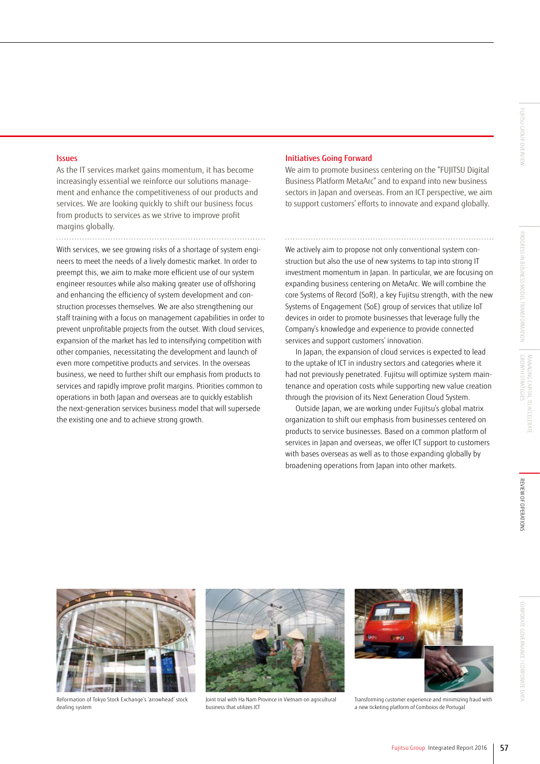## Issues

As the IT services market gains momentum, it has become increasingly essential we reinforce our solutions management and enhance the competitiveness of our products and services. We are looking quickly to shift our business focus from products to services as we strive to improve profit margins globally.

With services, we see growing risks of a shortage of system engineers to meet the needs of a lively domestic market. In order to preempt this, we aim to make more efficient use of our system engineer resources while also making greater use of offshoring and enhancing the efficiency of system development and construction processes themselves. We are also strengthening our staff training with a focus on management capabilities in order to prevent unprofitable projects from the outset. With cloud services, expansion of the market has led to intensifying competition with other companies, necessitating the development and launch of even more competitive products and services. In the overseas business, we need to further shift our emphasis from products to services and rapidly improve profit margins. Priorities common to operations in both Japan and overseas are to quickly establish the next-generation services business model that will supersede the existing one and to achieve strong growth.

## Initiatives Going Forward

We aim to promote business centering on the "FUJITSU Digital Business Platform MetaArc" and to expand into new business sectors in Japan and overseas. From an ICT perspective, we aim to support customers' efforts to innovate and expand globally.

We actively aim to propose not only conventional system construction but also the use of new systems to tap into strong IT investment momentum in Japan. In particular, we are focusing on expanding business centering on MetaArc. We will combine the core Systems of Record (SoR), a key Fujitsu strength, with the new Systems of Engagement (SoE) group of services that utilize IoT devices in order to promote businesses that leverage fully the Company's knowledge and experience to provide connected services and support customers' innovation.

In Japan, the expansion of cloud services is expected to lead to the uptake of ICT in industry sectors and categories where it had not previously penetrated. Fujitsu will optimize system maintenance and operation costs while supporting new value creation through the provision of its Next Generation Cloud System.

Outside Japan, we are working under Fujitsu's global matrix organization to shift our emphasis from businesses centered on products to service businesses. Based on a common platform of services in Japan and overseas, we offer ICT support to customers with bases overseas as well as to those expanding globally by broadening operations from Japan into other markets.

Reformation of Tokyo Stock Exchange's 'arrowhead' stock dealing system

Joint trial with Ha Nam Province in Vietnam on agricultural business that utilizes ICT

Transforming customer experience and minimizing fraud with a new ticketing platform of Comboios de Portugal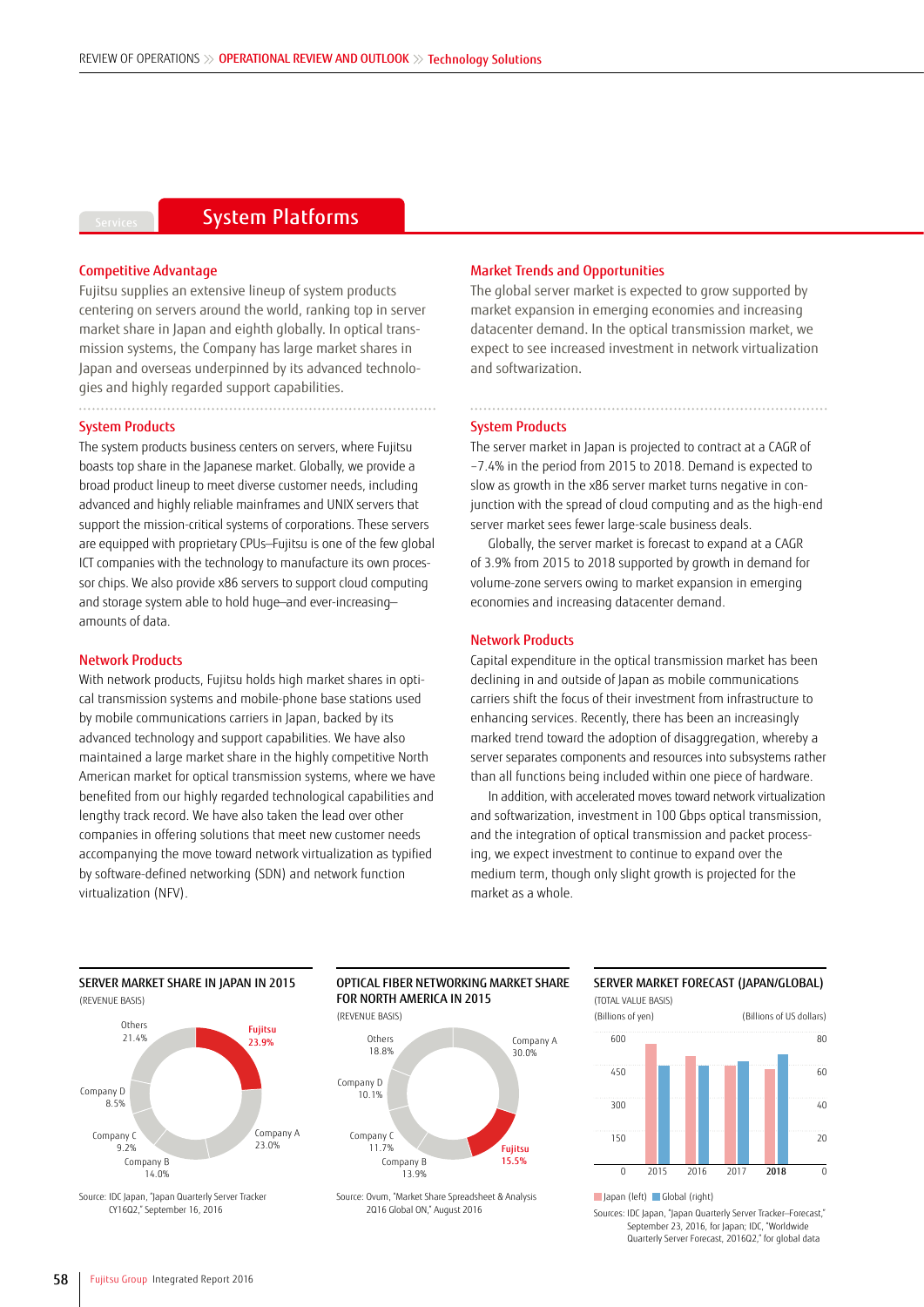## System Platforms

### Competitive Advantage

Fujitsu supplies an extensive lineup of system products centering on servers around the world, ranking top in server market share in Japan and eighth globally. In optical transmission systems, the Company has large market shares in Japan and overseas underpinned by its advanced technologies and highly regarded support capabilities.

### System Products

The system products business centers on servers, where Fujitsu boasts top share in the Japanese market. Globally, we provide a broad product lineup to meet diverse customer needs, including advanced and highly reliable mainframes and UNIX servers that support the mission-critical systems of corporations. These servers are equipped with proprietary CPUs—Fujitsu is one of the few global ICT companies with the technology to manufacture its own processor chips. We also provide x86 servers to support cloud computing and storage system able to hold huge—and ever-increasing—amounts of data.

### Network Products

With network products, Fujitsu holds high market shares in optical transmission systems and mobile-phone base stations used by mobile communications carriers in Japan, backed by its advanced technology and support capabilities. We have also maintained a large market share in the highly competitive North American market for optical transmission systems, where we have benefited from our highly regarded technological capabilities and lengthy track record. We have also taken the lead over other companies in offering solutions that meet new customer needs accompanying the move toward network virtualization as typified by software-defined networking (SDN) and network function virtualization (NFV).

### Market Trends and Opportunities

The global server market is expected to grow supported by market expansion in emerging economies and increasing datacenter demand. In the optical transmission market, we expect to see increased investment in network virtualization and softwarization.

### System Products

The server market in Japan is projected to contract at a CAGR of −7.4% in the period from 2015 to 2018. Demand is expected to slow as growth in the x86 server market turns negative in conjunction with the spread of cloud computing and as the high-end server market sees fewer large-scale business deals.

Globally, the server market is forecast to expand at a CAGR of 3.9% from 2015 to 2018 supported by growth in demand for volume-zone servers owing to market expansion in emerging economies and increasing datacenter demand.

### Network Products

Capital expenditure in the optical transmission market has been declining in and outside of Japan as mobile communications carriers shift the focus of their investment from infrastructure to enhancing services. Recently, there has been an increasingly marked trend toward the adoption of disaggregation, whereby a server separates components and resources into subsystems rather than all functions being included within one piece of hardware.

In addition, with accelerated moves toward network virtualization and softwarization, investment in 100 Gbps optical transmission, and the integration of optical transmission and packet processing, we expect investment to continue to expand over the medium term, though only slight growth is projected for the market as a whole.

#### SERVER MARKET SHARE IN JAPAN IN 2015

(REVENUE BASIS)

| Company | Share |
|---|---|
| Fujitsu | 23.9% |
| Company A | 23.0% |
| Company B | 14.0% |
| Company C | 9.2% |
| Company D | 8.5% |
| Others | 21.4% |

Source: IDC Japan, "Japan Quarterly Server Tracker CY16Q2," September 16, 2016

#### OPTICAL FIBER NETWORKING MARKET SHARE FOR NORTH AMERICA IN 2015

(REVENUE BASIS)

| Company | Share |
|---|---|
| Company A | 30.0% |
| Fujitsu | 15.5% |
| Company B | 13.9% |
| Company C | 11.7% |
| Company D | 10.1% |
| Others | 18.8% |

Source: Ovum, "Market Share Spreadsheet & Analysis 2Q16 Global ON," August 2016

#### SERVER MARKET FORECAST (JAPAN/GLOBAL)

(TOTAL VALUE BASIS)

(Billions of yen) (Billions of US dollars)

Years: 2015, 2016, 2017, 2018

Japan (left) Global (right)

Sources: IDC Japan, "Japan Quarterly Server Tracker–Forecast," September 23, 2016, for Japan; IDC, "Worldwide Quarterly Server Forecast, 2016Q2," for global data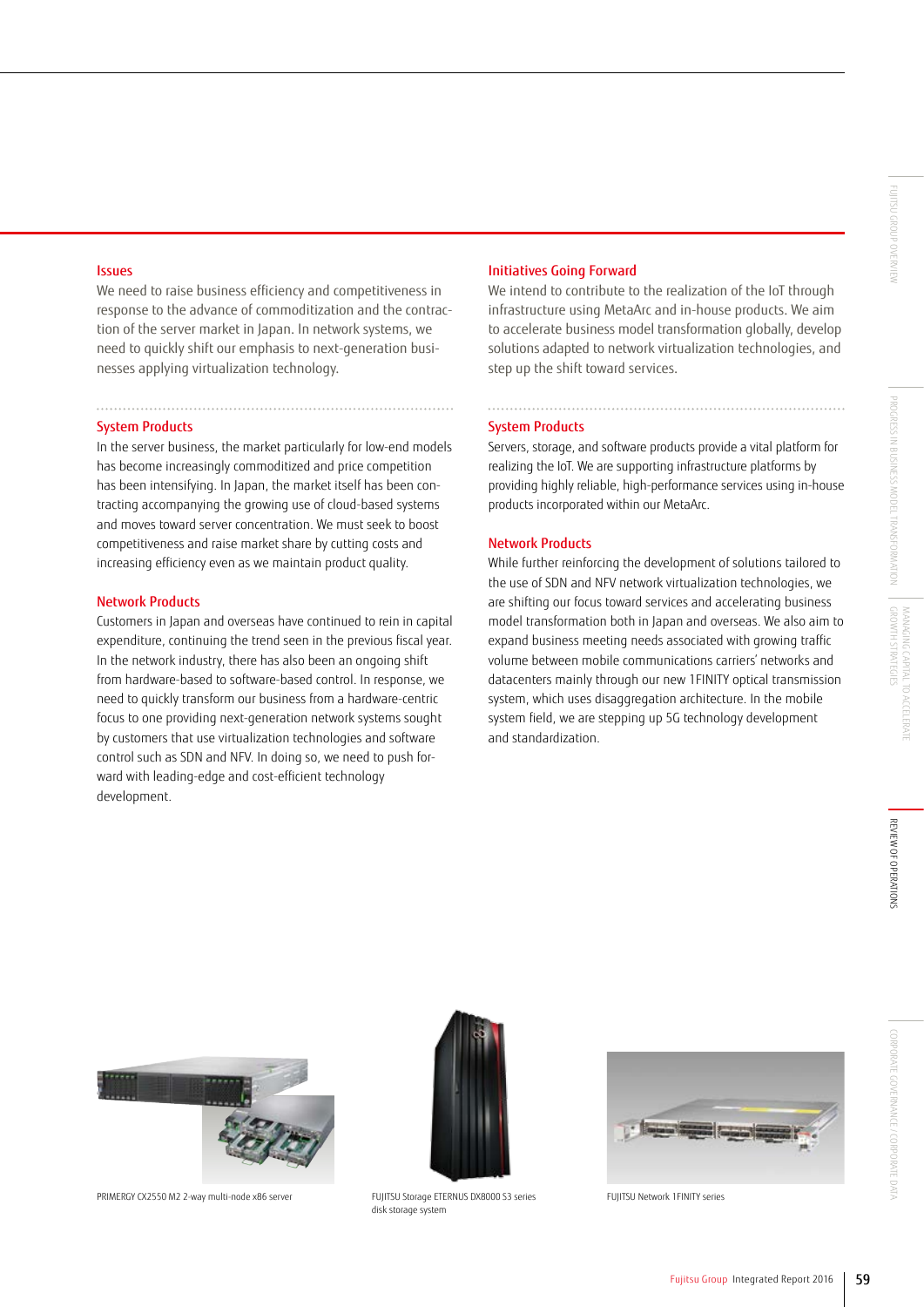### Issues

We need to raise business efficiency and competitiveness in response to the advance of commoditization and the contraction of the server market in Japan. In network systems, we need to quickly shift our emphasis to next-generation businesses applying virtualization technology.

### System Products

In the server business, the market particularly for low-end models has become increasingly commoditized and price competition has been intensifying. In Japan, the market itself has been contracting accompanying the growing use of cloud-based systems and moves toward server concentration. We must seek to boost competitiveness and raise market share by cutting costs and increasing efficiency even as we maintain product quality.

### Network Products

Customers in Japan and overseas have continued to rein in capital expenditure, continuing the trend seen in the previous fiscal year. In the network industry, there has also been an ongoing shift from hardware-based to software-based control. In response, we need to quickly transform our business from a hardware-centric focus to one providing next-generation network systems sought by customers that use virtualization technologies and software control such as SDN and NFV. In doing so, we need to push forward with leading-edge and cost-efficient technology development.

### Initiatives Going Forward

We intend to contribute to the realization of the IoT through infrastructure using MetaArc and in-house products. We aim to accelerate business model transformation globally, develop solutions adapted to network virtualization technologies, and step up the shift toward services.

### System Products

Servers, storage, and software products provide a vital platform for realizing the IoT. We are supporting infrastructure platforms by providing highly reliable, high-performance services using in-house products incorporated within our MetaArc.

### Network Products

While further reinforcing the development of solutions tailored to the use of SDN and NFV network virtualization technologies, we are shifting our focus toward services and accelerating business model transformation both in Japan and overseas. We also aim to expand business meeting needs associated with growing traffic volume between mobile communications carriers' networks and datacenters mainly through our new 1FINITY optical transmission system, which uses disaggregation architecture. In the mobile system field, we are stepping up 5G technology development and standardization.

PRIMERGY CX2550 M2 2-way multi-node x86 server

FUJITSU Storage ETERNUS DX8000 S3 series disk storage system

FUJITSU Network 1FINITY series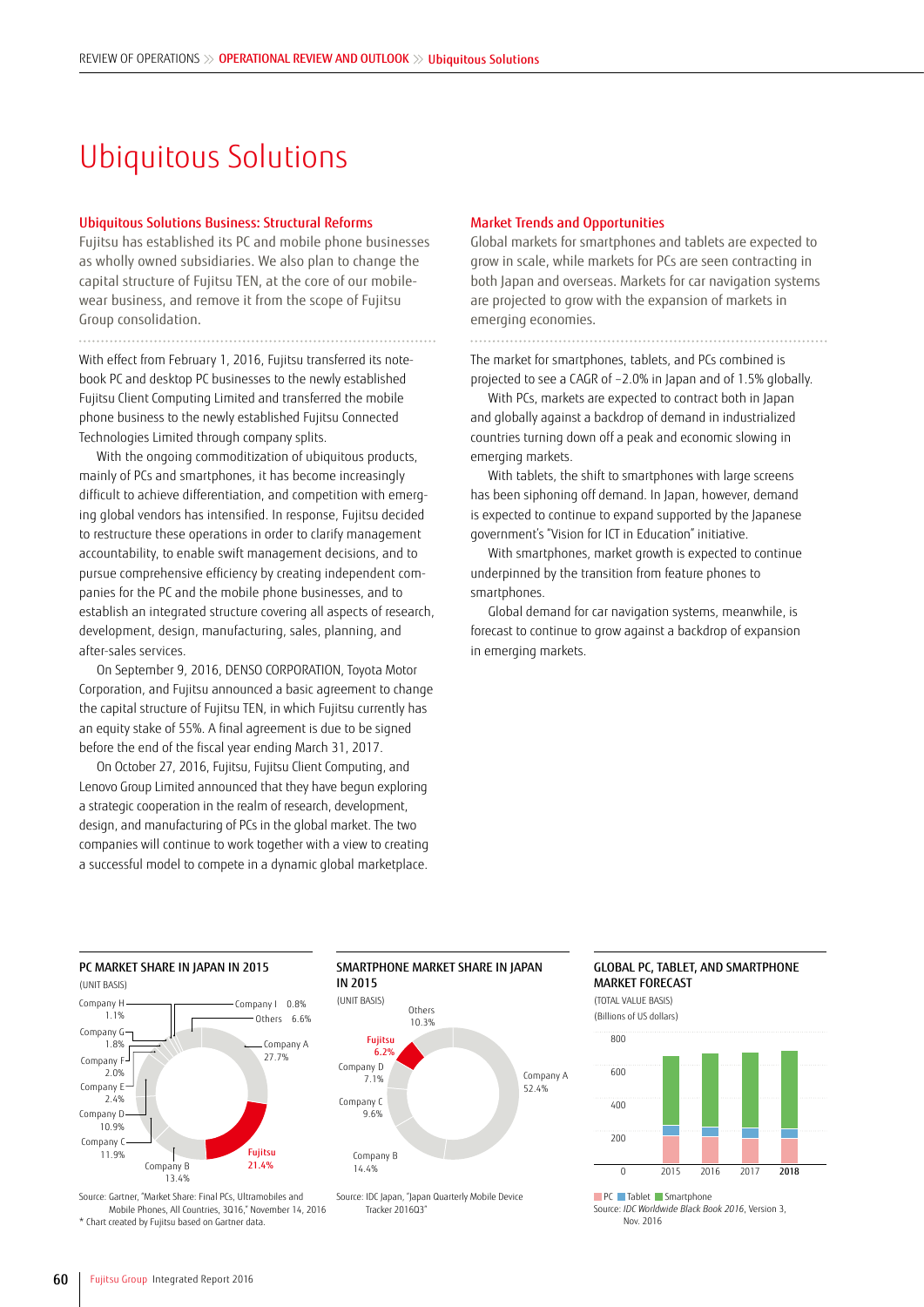# Ubiquitous Solutions

## Ubiquitous Solutions Business: Structural Reforms

Fujitsu has established its PC and mobile phone businesses as wholly owned subsidiaries. We also plan to change the capital structure of Fujitsu TEN, at the core of our mobilewear business, and remove it from the scope of Fujitsu Group consolidation.

With effect from February 1, 2016, Fujitsu transferred its notebook PC and desktop PC businesses to the newly established Fujitsu Client Computing Limited and transferred the mobile phone business to the newly established Fujitsu Connected Technologies Limited through company splits.

With the ongoing commoditization of ubiquitous products, mainly of PCs and smartphones, it has become increasingly difficult to achieve differentiation, and competition with emerging global vendors has intensified. In response, Fujitsu decided to restructure these operations in order to clarify management accountability, to enable swift management decisions, and to pursue comprehensive efficiency by creating independent companies for the PC and the mobile phone businesses, and to establish an integrated structure covering all aspects of research, development, design, manufacturing, sales, planning, and after-sales services.

On September 9, 2016, DENSO CORPORATION, Toyota Motor Corporation, and Fujitsu announced a basic agreement to change the capital structure of Fujitsu TEN, in which Fujitsu currently has an equity stake of 55%. A final agreement is due to be signed before the end of the fiscal year ending March 31, 2017.

On October 27, 2016, Fujitsu, Fujitsu Client Computing, and Lenovo Group Limited announced that they have begun exploring a strategic cooperation in the realm of research, development, design, and manufacturing of PCs in the global market. The two companies will continue to work together with a view to creating a successful model to compete in a dynamic global marketplace.

## Market Trends and Opportunities

Global markets for smartphones and tablets are expected to grow in scale, while markets for PCs are seen contracting in both Japan and overseas. Markets for car navigation systems are projected to grow with the expansion of markets in emerging economies.

The market for smartphones, tablets, and PCs combined is projected to see a CAGR of −2.0% in Japan and of 1.5% globally.

With PCs, markets are expected to contract both in Japan and globally against a backdrop of demand in industrialized countries turning down off a peak and economic slowing in emerging markets.

With tablets, the shift to smartphones with large screens has been siphoning off demand. In Japan, however, demand is expected to continue to expand supported by the Japanese government's "Vision for ICT in Education" initiative.

With smartphones, market growth is expected to continue underpinned by the transition from feature phones to smartphones.

Global demand for car navigation systems, meanwhile, is forecast to continue to grow against a backdrop of expansion in emerging markets.

### PC MARKET SHARE IN JAPAN IN 2015

(UNIT BASIS)

| Company | Share |
|---|---|
| Company A | 27.7% |
| Fujitsu | 21.4% |
| Company B | 13.4% |
| Company C | 11.9% |
| Company D | 10.9% |
| Company E | 2.4% |
| Company F | 2.0% |
| Company G | 1.8% |
| Company H | 1.1% |
| Company I | 0.8% |
| Others | 6.6% |

Source: Gartner, "Market Share: Final PCs, Ultramobiles and Mobile Phones, All Countries, 3Q16," November 14, 2016
* Chart created by Fujitsu based on Gartner data.

### SMARTPHONE MARKET SHARE IN JAPAN IN 2015

(UNIT BASIS)

| Company | Share |
|---|---|
| Company A | 52.4% |
| Company B | 14.4% |
| Company C | 9.6% |
| Company D | 7.1% |
| Fujitsu | 6.2% |
| Others | 10.3% |

Source: IDC Japan, "Japan Quarterly Mobile Device Tracker 2016Q3"

### GLOBAL PC, TABLET, AND SMARTPHONE MARKET FORECAST

(TOTAL VALUE BASIS)
(Billions of US dollars)

Years: 2015, 2016, 2017, 2018 (stacked bars: PC, Tablet, Smartphone; axis 0–800)

■ PC ■ Tablet ■ Smartphone

Source: *IDC Worldwide Black Book 2016*, Version 3, Nov. 2016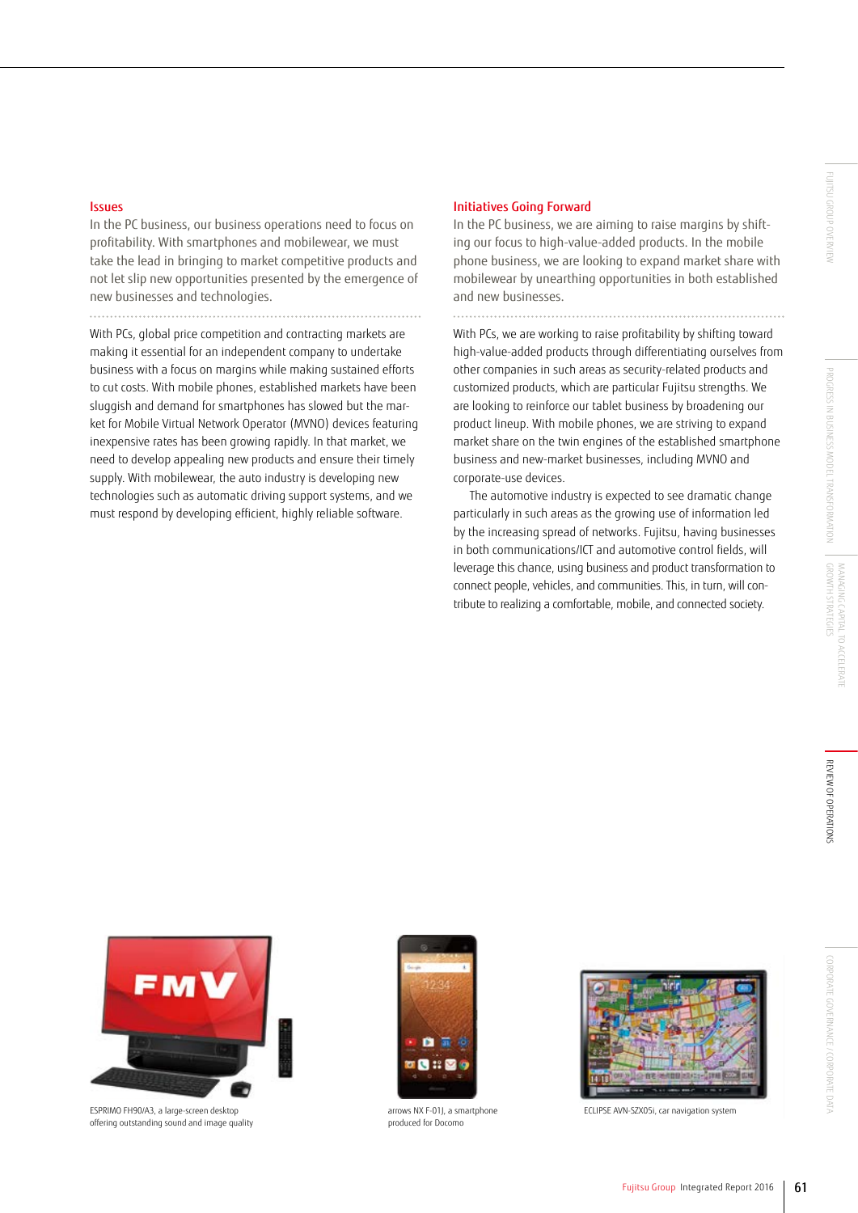## Issues

In the PC business, our business operations need to focus on profitability. With smartphones and mobilewear, we must take the lead in bringing to market competitive products and not let slip new opportunities presented by the emergence of new businesses and technologies.

With PCs, global price competition and contracting markets are making it essential for an independent company to undertake business with a focus on margins while making sustained efforts to cut costs. With mobile phones, established markets have been sluggish and demand for smartphones has slowed but the market for Mobile Virtual Network Operator (MVNO) devices featuring inexpensive rates has been growing rapidly. In that market, we need to develop appealing new products and ensure their timely supply. With mobilewear, the auto industry is developing new technologies such as automatic driving support systems, and we must respond by developing efficient, highly reliable software.

## Initiatives Going Forward

In the PC business, we are aiming to raise margins by shifting our focus to high-value-added products. In the mobile phone business, we are looking to expand market share with mobilewear by unearthing opportunities in both established and new businesses.

With PCs, we are working to raise profitability by shifting toward high-value-added products through differentiating ourselves from other companies in such areas as security-related products and customized products, which are particular Fujitsu strengths. We are looking to reinforce our tablet business by broadening our product lineup. With mobile phones, we are striving to expand market share on the twin engines of the established smartphone business and new-market businesses, including MVNO and corporate-use devices.

The automotive industry is expected to see dramatic change particularly in such areas as the growing use of information led by the increasing spread of networks. Fujitsu, having businesses in both communications/ICT and automotive control fields, will leverage this chance, using business and product transformation to connect people, vehicles, and communities. This, in turn, will contribute to realizing a comfortable, mobile, and connected society.

ESPRIMO FH90/A3, a large-screen desktop offering outstanding sound and image quality

arrows NX F-01J, a smartphone produced for Docomo

ECLIPSE AVN-SZX05i, car navigation system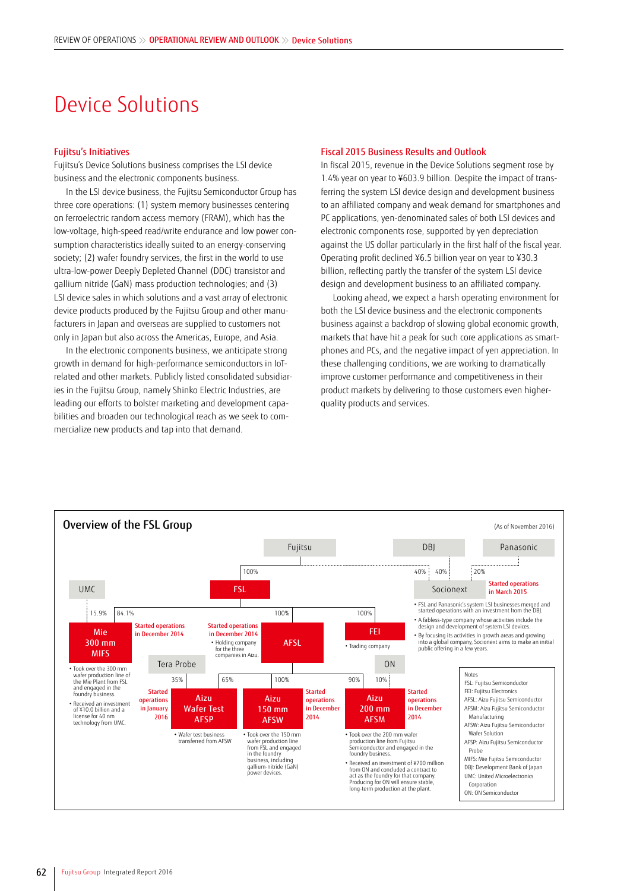# Device Solutions

## Fujitsu's Initiatives

Fujitsu's Device Solutions business comprises the LSI device business and the electronic components business.

In the LSI device business, the Fujitsu Semiconductor Group has three core operations: (1) system memory businesses centering on ferroelectric random access memory (FRAM), which has the low-voltage, high-speed read/write endurance and low power consumption characteristics ideally suited to an energy-conserving society; (2) wafer foundry services, the first in the world to use ultra-low-power Deeply Depleted Channel (DDC) transistor and gallium nitride (GaN) mass production technologies; and (3) LSI device sales in which solutions and a vast array of electronic device products produced by the Fujitsu Group and other manufacturers in Japan and overseas are supplied to customers not only in Japan but also across the Americas, Europe, and Asia.

In the electronic components business, we anticipate strong growth in demand for high-performance semiconductors in IoT-related and other markets. Publicly listed consolidated subsidiaries in the Fujitsu Group, namely Shinko Electric Industries, are leading our efforts to bolster marketing and development capabilities and broaden our technological reach as we seek to commercialize new products and tap into that demand.

## Fiscal 2015 Business Results and Outlook

In fiscal 2015, revenue in the Device Solutions segment rose by 1.4% year on year to ¥603.9 billion. Despite the impact of transferring the system LSI device design and development business to an affiliated company and weak demand for smartphones and PC applications, yen-denominated sales of both LSI devices and electronic components rose, supported by yen depreciation against the US dollar particularly in the first half of the fiscal year. Operating profit declined ¥6.5 billion year on year to ¥30.3 billion, reflecting partly the transfer of the system LSI device design and development business to an affiliated company.

Looking ahead, we expect a harsh operating environment for both the LSI device business and the electronic components business against a backdrop of slowing global economic growth, markets that have hit a peak for such core applications as smartphones and PCs, and the negative impact of yen appreciation. In these challenging conditions, we are working to dramatically improve customer performance and competitiveness in their product markets by delivering to those customers even higher-quality products and services.

## Overview of the FSL Group

(As of November 2016)

Fujitsu
DBJ
Panasonic
UMC
FSL
Socionext
100%
40%
40%
20%
Started operations in March 2015

- FSL and Panasonic's system LSI businesses merged and started operations with an investment from the DBJ.
- A fabless-type company whose activities include the design and development of system LSI devices.
- By focusing its activities in growth areas and growing into a global company, Socionext aims to make an initial public offering in a few years.

15.9%
84.1%
100%
100%

Mie 300 mm MIFS
Started operations in December 2014

- Took over the 300 mm wafer production line of the Mie Plant from FSL and engaged in the foundry business.
- Received an investment of ¥10.0 billion and a license for 40 nm technology from UMC.

AFSL
Started operations in December 2014

- Holding company for the three companies in Aizu.

FEI

- Trading company

Tera Probe
ON
35%
65%
100%
90%
10%

Aizu Wafer Test AFSP
Started operations in January 2016

- Wafer test business transferred from AFSW

Aizu 150 mm AFSW
Started operations in December 2014

- Took over the 150 mm wafer production line from FSL and engaged in the foundry business, including gallium-nitride (GaN) power devices.

Aizu 200 mm AFSM
Started operations in December 2014

- Took over the 200 mm wafer production line from Fujitsu Semiconductor and engaged in the foundry business.
- Received an investment of ¥700 million from ON and concluded a contract to act as the foundry for that company. Producing for ON will ensure stable, long-term production at the plant.

Notes
FSL: Fujitsu Semiconductor
FEI: Fujitsu Electronics
AFSL: Aizu Fujitsu Semiconductor
AFSM: Aizu Fujitsu Semiconductor Manufacturing
AFSW: Aizu Fujitsu Semiconductor Wafer Solution
AFSP: Aizu Fujitsu Semiconductor Probe
MIFS: Mie Fujitsu Semiconductor
DBJ: Development Bank of Japan
UMC: United Microelectronics Corporation
ON: ON Semiconductor